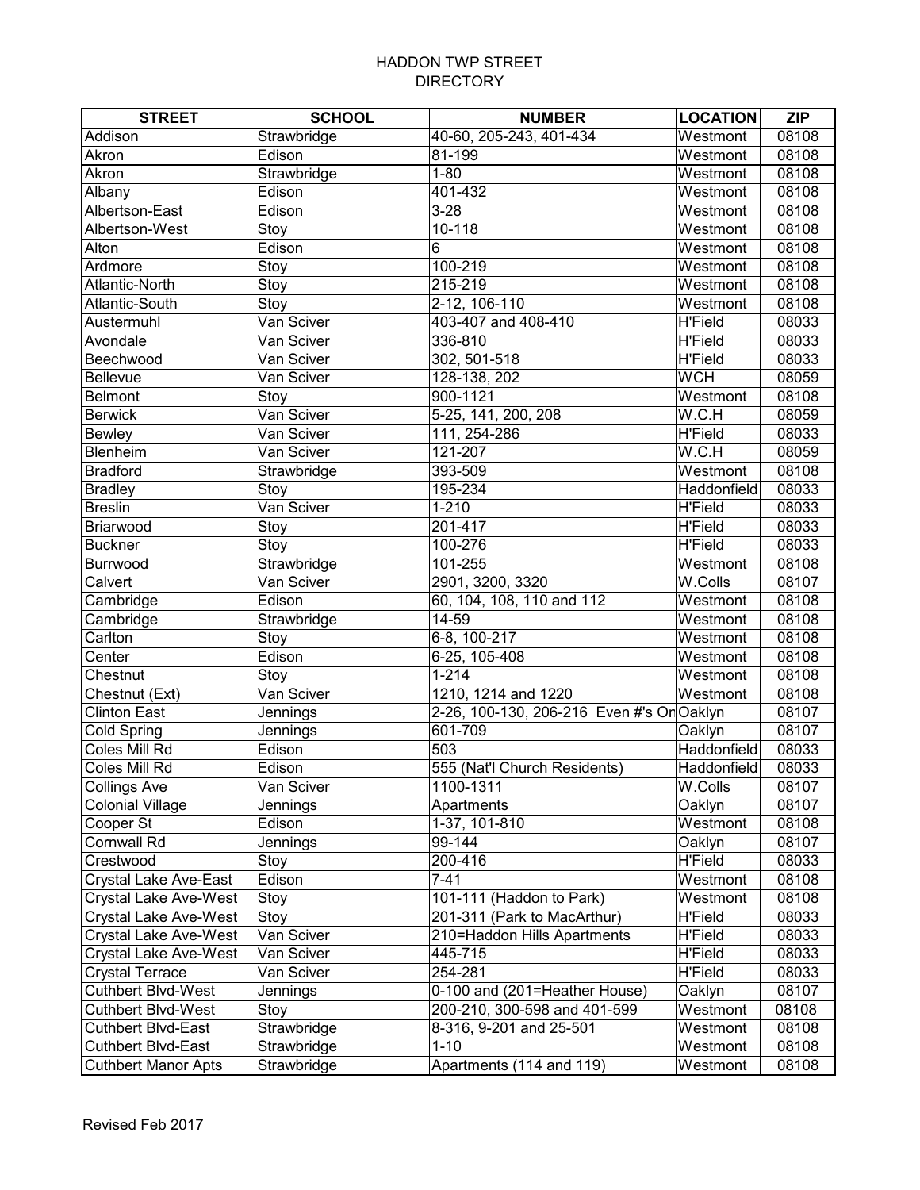# HADDON TWP STREET DIRECTORY

| STREET | SCHOOL | NUMBER | LOCATION | ZIP |
|---|---|---|---|---|
| Addison | Strawbridge | 40-60, 205-243, 401-434 | Westmont | 08108 |
| Akron | Edison | 81-199 | Westmont | 08108 |
| Akron | Strawbridge | 1-80 | Westmont | 08108 |
| Albany | Edison | 401-432 | Westmont | 08108 |
| Albertson-East | Edison | 3-28 | Westmont | 08108 |
| Albertson-West | Stoy | 10-118 | Westmont | 08108 |
| Alton | Edison | 6 | Westmont | 08108 |
| Ardmore | Stoy | 100-219 | Westmont | 08108 |
| Atlantic-North | Stoy | 215-219 | Westmont | 08108 |
| Atlantic-South | Stoy | 2-12, 106-110 | Westmont | 08108 |
| Austermuhl | Van Sciver | 403-407 and 408-410 | H'Field | 08033 |
| Avondale | Van Sciver | 336-810 | H'Field | 08033 |
| Beechwood | Van Sciver | 302, 501-518 | H'Field | 08033 |
| Bellevue | Van Sciver | 128-138, 202 | WCH | 08059 |
| Belmont | Stoy | 900-1121 | Westmont | 08108 |
| Berwick | Van Sciver | 5-25, 141, 200, 208 | W.C.H | 08059 |
| Bewley | Van Sciver | 111, 254-286 | H'Field | 08033 |
| Blenheim | Van Sciver | 121-207 | W.C.H | 08059 |
| Bradford | Strawbridge | 393-509 | Westmont | 08108 |
| Bradley | Stoy | 195-234 | Haddonfield | 08033 |
| Breslin | Van Sciver | 1-210 | H'Field | 08033 |
| Briarwood | Stoy | 201-417 | H'Field | 08033 |
| Buckner | Stoy | 100-276 | H'Field | 08033 |
| Burrwood | Strawbridge | 101-255 | Westmont | 08108 |
| Calvert | Van Sciver | 2901, 3200, 3320 | W.Colls | 08107 |
| Cambridge | Edison | 60, 104, 108, 110 and 112 | Westmont | 08108 |
| Cambridge | Strawbridge | 14-59 | Westmont | 08108 |
| Carlton | Stoy | 6-8, 100-217 | Westmont | 08108 |
| Center | Edison | 6-25, 105-408 | Westmont | 08108 |
| Chestnut | Stoy | 1-214 | Westmont | 08108 |
| Chestnut (Ext) | Van Sciver | 1210, 1214 and 1220 | Westmont | 08108 |
| Clinton East | Jennings | 2-26, 100-130, 206-216 Even #'s On | Oaklyn | 08107 |
| Cold Spring | Jennings | 601-709 | Oaklyn | 08107 |
| Coles Mill Rd | Edison | 503 | Haddonfield | 08033 |
| Coles Mill Rd | Edison | 555 (Nat'l Church Residents) | Haddonfield | 08033 |
| Collings Ave | Van Sciver | 1100-1311 | W.Colls | 08107 |
| Colonial Village | Jennings | Apartments | Oaklyn | 08107 |
| Cooper St | Edison | 1-37, 101-810 | Westmont | 08108 |
| Cornwall Rd | Jennings | 99-144 | Oaklyn | 08107 |
| Crestwood | Stoy | 200-416 | H'Field | 08033 |
| Crystal Lake Ave-East | Edison | 7-41 | Westmont | 08108 |
| Crystal Lake Ave-West | Stoy | 101-111 (Haddon to Park) | Westmont | 08108 |
| Crystal Lake Ave-West | Stoy | 201-311 (Park to MacArthur) | H'Field | 08033 |
| Crystal Lake Ave-West | Van Sciver | 210=Haddon Hills Apartments | H'Field | 08033 |
| Crystal Lake Ave-West | Van Sciver | 445-715 | H'Field | 08033 |
| Crystal Terrace | Van Sciver | 254-281 | H'Field | 08033 |
| Cuthbert Blvd-West | Jennings | 0-100 and (201=Heather House) | Oaklyn | 08107 |
| Cuthbert Blvd-West | Stoy | 200-210, 300-598 and 401-599 | Westmont | 08108 |
| Cuthbert Blvd-East | Strawbridge | 8-316, 9-201 and 25-501 | Westmont | 08108 |
| Cuthbert Blvd-East | Strawbridge | 1-10 | Westmont | 08108 |
| Cuthbert Manor Apts | Strawbridge | Apartments (114 and 119) | Westmont | 08108 |

Revised Feb 2017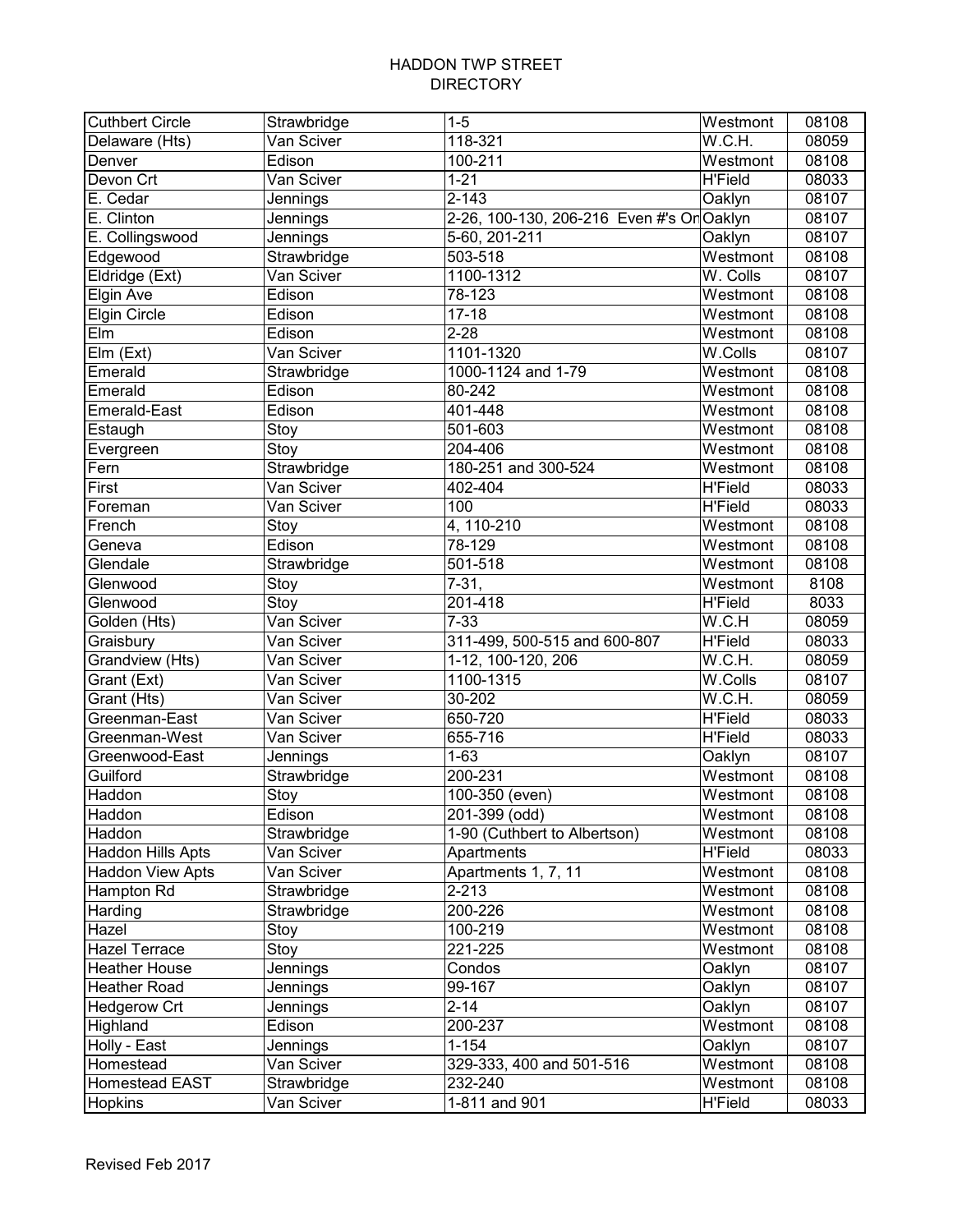# HADDON TWP STREET DIRECTORY

| Cuthbert Circle | Strawbridge | 1-5 | Westmont | 08108 |
|---|---|---|---|---|
| Delaware (Hts) | Van Sciver | 118-321 | W.C.H. | 08059 |
| Denver | Edison | 100-211 | Westmont | 08108 |
| Devon Crt | Van Sciver | 1-21 | H'Field | 08033 |
| E. Cedar | Jennings | 2-143 | Oaklyn | 08107 |
| E. Clinton | Jennings | 2-26, 100-130, 206-216 Even #'s On | Oaklyn | 08107 |
| E. Collingswood | Jennings | 5-60, 201-211 | Oaklyn | 08107 |
| Edgewood | Strawbridge | 503-518 | Westmont | 08108 |
| Eldridge (Ext) | Van Sciver | 1100-1312 | W. Colls | 08107 |
| Elgin Ave | Edison | 78-123 | Westmont | 08108 |
| Elgin Circle | Edison | 17-18 | Westmont | 08108 |
| Elm | Edison | 2-28 | Westmont | 08108 |
| Elm (Ext) | Van Sciver | 1101-1320 | W.Colls | 08107 |
| Emerald | Strawbridge | 1000-1124 and 1-79 | Westmont | 08108 |
| Emerald | Edison | 80-242 | Westmont | 08108 |
| Emerald-East | Edison | 401-448 | Westmont | 08108 |
| Estaugh | Stoy | 501-603 | Westmont | 08108 |
| Evergreen | Stoy | 204-406 | Westmont | 08108 |
| Fern | Strawbridge | 180-251 and 300-524 | Westmont | 08108 |
| First | Van Sciver | 402-404 | H'Field | 08033 |
| Foreman | Van Sciver | 100 | H'Field | 08033 |
| French | Stoy | 4, 110-210 | Westmont | 08108 |
| Geneva | Edison | 78-129 | Westmont | 08108 |
| Glendale | Strawbridge | 501-518 | Westmont | 08108 |
| Glenwood | Stoy | 7-31, | Westmont | 8108 |
| Glenwood | Stoy | 201-418 | H'Field | 8033 |
| Golden (Hts) | Van Sciver | 7-33 | W.C.H | 08059 |
| Graisbury | Van Sciver | 311-499, 500-515 and 600-807 | H'Field | 08033 |
| Grandview (Hts) | Van Sciver | 1-12, 100-120, 206 | W.C.H. | 08059 |
| Grant (Ext) | Van Sciver | 1100-1315 | W.Colls | 08107 |
| Grant (Hts) | Van Sciver | 30-202 | W.C.H. | 08059 |
| Greenman-East | Van Sciver | 650-720 | H'Field | 08033 |
| Greenman-West | Van Sciver | 655-716 | H'Field | 08033 |
| Greenwood-East | Jennings | 1-63 | Oaklyn | 08107 |
| Guilford | Strawbridge | 200-231 | Westmont | 08108 |
| Haddon | Stoy | 100-350 (even) | Westmont | 08108 |
| Haddon | Edison | 201-399 (odd) | Westmont | 08108 |
| Haddon | Strawbridge | 1-90 (Cuthbert to Albertson) | Westmont | 08108 |
| Haddon Hills Apts | Van Sciver | Apartments | H'Field | 08033 |
| Haddon View Apts | Van Sciver | Apartments 1, 7, 11 | Westmont | 08108 |
| Hampton Rd | Strawbridge | 2-213 | Westmont | 08108 |
| Harding | Strawbridge | 200-226 | Westmont | 08108 |
| Hazel | Stoy | 100-219 | Westmont | 08108 |
| Hazel Terrace | Stoy | 221-225 | Westmont | 08108 |
| Heather House | Jennings | Condos | Oaklyn | 08107 |
| Heather Road | Jennings | 99-167 | Oaklyn | 08107 |
| Hedgerow Crt | Jennings | 2-14 | Oaklyn | 08107 |
| Highland | Edison | 200-237 | Westmont | 08108 |
| Holly - East | Jennings | 1-154 | Oaklyn | 08107 |
| Homestead | Van Sciver | 329-333, 400 and 501-516 | Westmont | 08108 |
| Homestead EAST | Strawbridge | 232-240 | Westmont | 08108 |
| Hopkins | Van Sciver | 1-811 and 901 | H'Field | 08033 |

Revised Feb 2017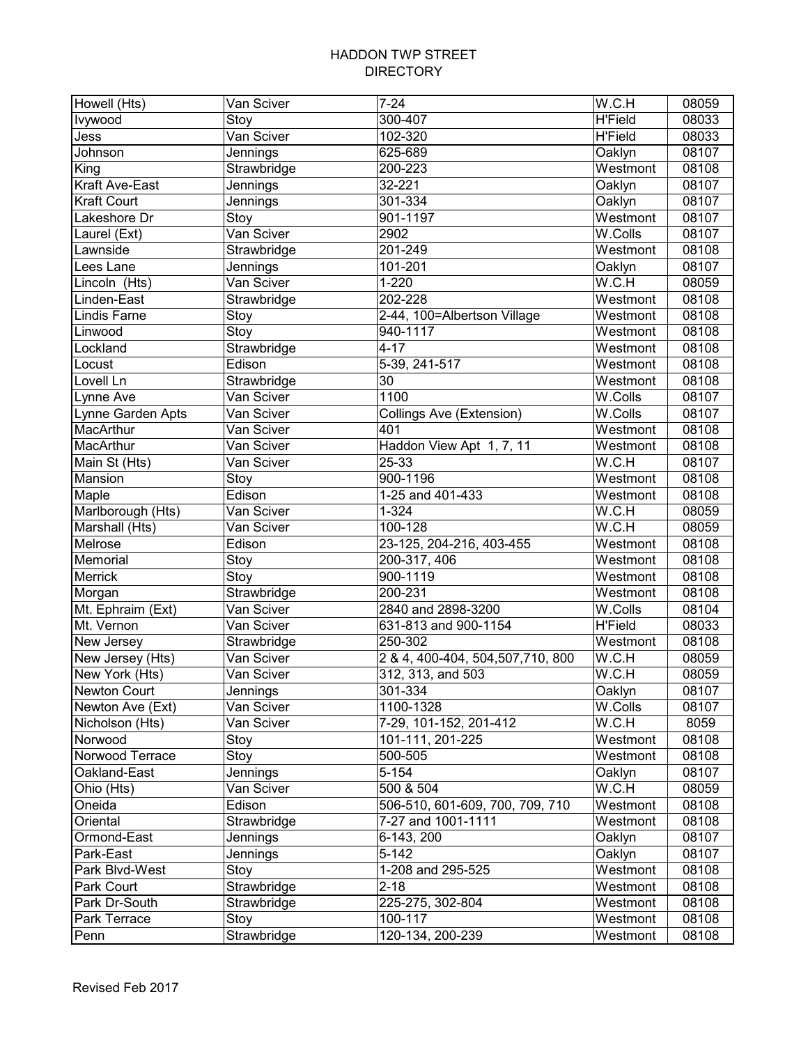# HADDON TWP STREET DIRECTORY

| | | | | |
|---|---|---|---|---|
| Howell (Hts) | Van Sciver | 7-24 | W.C.H | 08059 |
| Ivywood | Stoy | 300-407 | H'Field | 08033 |
| Jess | Van Sciver | 102-320 | H'Field | 08033 |
| Johnson | Jennings | 625-689 | Oaklyn | 08107 |
| King | Strawbridge | 200-223 | Westmont | 08108 |
| Kraft Ave-East | Jennings | 32-221 | Oaklyn | 08107 |
| Kraft Court | Jennings | 301-334 | Oaklyn | 08107 |
| Lakeshore Dr | Stoy | 901-1197 | Westmont | 08107 |
| Laurel (Ext) | Van Sciver | 2902 | W.Colls | 08107 |
| Lawnside | Strawbridge | 201-249 | Westmont | 08108 |
| Lees Lane | Jennings | 101-201 | Oaklyn | 08107 |
| Lincoln (Hts) | Van Sciver | 1-220 | W.C.H | 08059 |
| Linden-East | Strawbridge | 202-228 | Westmont | 08108 |
| Lindis Farne | Stoy | 2-44, 100=Albertson Village | Westmont | 08108 |
| Linwood | Stoy | 940-1117 | Westmont | 08108 |
| Lockland | Strawbridge | 4-17 | Westmont | 08108 |
| Locust | Edison | 5-39, 241-517 | Westmont | 08108 |
| Lovell Ln | Strawbridge | 30 | Westmont | 08108 |
| Lynne Ave | Van Sciver | 1100 | W.Colls | 08107 |
| Lynne Garden Apts | Van Sciver | Collings Ave (Extension) | W.Colls | 08107 |
| MacArthur | Van Sciver | 401 | Westmont | 08108 |
| MacArthur | Van Sciver | Haddon View Apt 1, 7, 11 | Westmont | 08108 |
| Main St (Hts) | Van Sciver | 25-33 | W.C.H | 08107 |
| Mansion | Stoy | 900-1196 | Westmont | 08108 |
| Maple | Edison | 1-25 and 401-433 | Westmont | 08108 |
| Marlborough (Hts) | Van Sciver | 1-324 | W.C.H | 08059 |
| Marshall (Hts) | Van Sciver | 100-128 | W.C.H | 08059 |
| Melrose | Edison | 23-125, 204-216, 403-455 | Westmont | 08108 |
| Memorial | Stoy | 200-317, 406 | Westmont | 08108 |
| Merrick | Stoy | 900-1119 | Westmont | 08108 |
| Morgan | Strawbridge | 200-231 | Westmont | 08108 |
| Mt. Ephraim (Ext) | Van Sciver | 2840 and 2898-3200 | W.Colls | 08104 |
| Mt. Vernon | Van Sciver | 631-813 and 900-1154 | H'Field | 08033 |
| New Jersey | Strawbridge | 250-302 | Westmont | 08108 |
| New Jersey (Hts) | Van Sciver | 2 & 4, 400-404, 504,507,710, 800 | W.C.H | 08059 |
| New York (Hts) | Van Sciver | 312, 313, and 503 | W.C.H | 08059 |
| Newton Court | Jennings | 301-334 | Oaklyn | 08107 |
| Newton Ave (Ext) | Van Sciver | 1100-1328 | W.Colls | 08107 |
| Nicholson (Hts) | Van Sciver | 7-29, 101-152, 201-412 | W.C.H | 8059 |
| Norwood | Stoy | 101-111, 201-225 | Westmont | 08108 |
| Norwood Terrace | Stoy | 500-505 | Westmont | 08108 |
| Oakland-East | Jennings | 5-154 | Oaklyn | 08107 |
| Ohio (Hts) | Van Sciver | 500 & 504 | W.C.H | 08059 |
| Oneida | Edison | 506-510, 601-609, 700, 709, 710 | Westmont | 08108 |
| Oriental | Strawbridge | 7-27 and 1001-1111 | Westmont | 08108 |
| Ormond-East | Jennings | 6-143, 200 | Oaklyn | 08107 |
| Park-East | Jennings | 5-142 | Oaklyn | 08107 |
| Park Blvd-West | Stoy | 1-208 and 295-525 | Westmont | 08108 |
| Park Court | Strawbridge | 2-18 | Westmont | 08108 |
| Park Dr-South | Strawbridge | 225-275, 302-804 | Westmont | 08108 |
| Park Terrace | Stoy | 100-117 | Westmont | 08108 |
| Penn | Strawbridge | 120-134, 200-239 | Westmont | 08108 |

Revised Feb 2017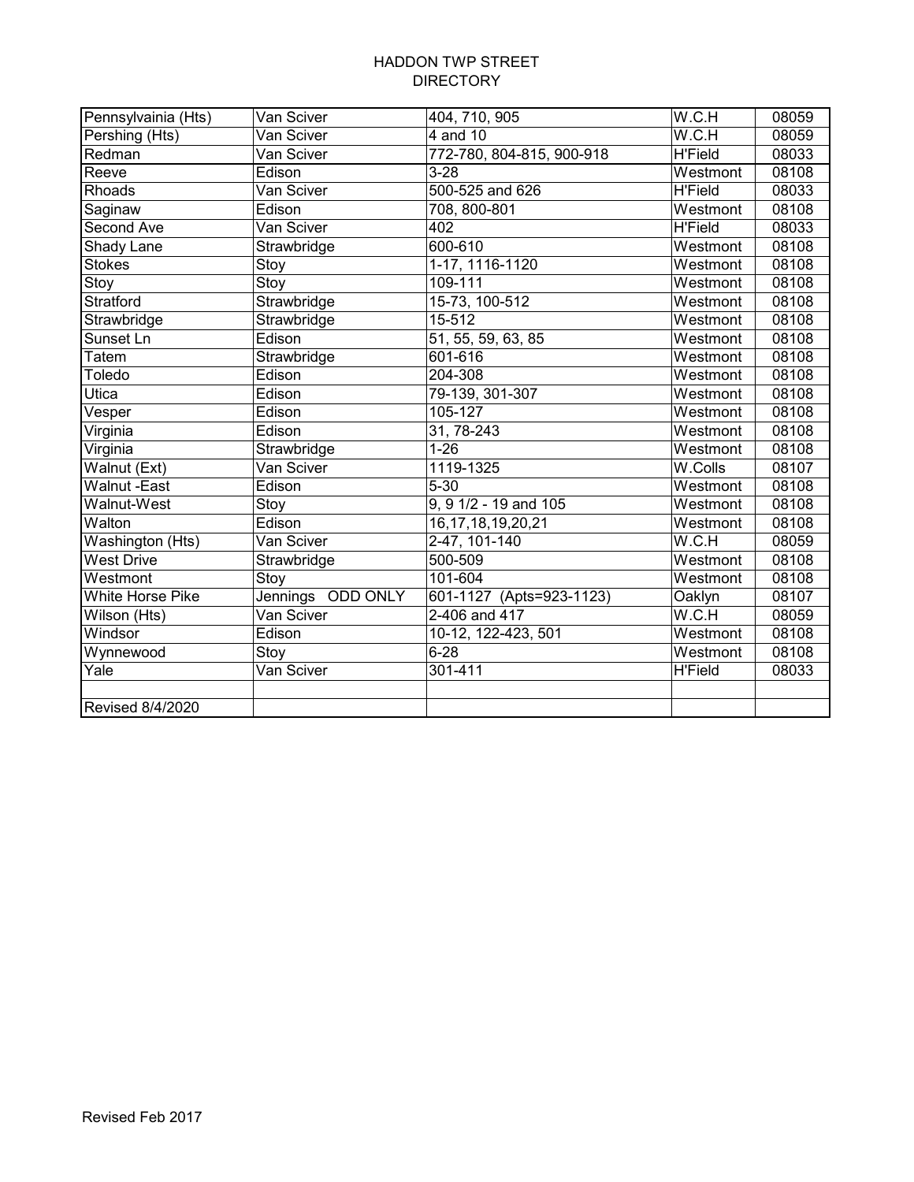# HADDON TWP STREET DIRECTORY

| | | | | |
|---|---|---|---|---|
| Pennsylvainia (Hts) | Van Sciver | 404, 710, 905 | W.C.H | 08059 |
| Pershing (Hts) | Van Sciver | 4 and 10 | W.C.H | 08059 |
| Redman | Van Sciver | 772-780, 804-815, 900-918 | H'Field | 08033 |
| Reeve | Edison | 3-28 | Westmont | 08108 |
| Rhoads | Van Sciver | 500-525 and 626 | H'Field | 08033 |
| Saginaw | Edison | 708, 800-801 | Westmont | 08108 |
| Second Ave | Van Sciver | 402 | H'Field | 08033 |
| Shady Lane | Strawbridge | 600-610 | Westmont | 08108 |
| Stokes | Stoy | 1-17, 1116-1120 | Westmont | 08108 |
| Stoy | Stoy | 109-111 | Westmont | 08108 |
| Stratford | Strawbridge | 15-73, 100-512 | Westmont | 08108 |
| Strawbridge | Strawbridge | 15-512 | Westmont | 08108 |
| Sunset Ln | Edison | 51, 55, 59, 63, 85 | Westmont | 08108 |
| Tatem | Strawbridge | 601-616 | Westmont | 08108 |
| Toledo | Edison | 204-308 | Westmont | 08108 |
| Utica | Edison | 79-139, 301-307 | Westmont | 08108 |
| Vesper | Edison | 105-127 | Westmont | 08108 |
| Virginia | Edison | 31, 78-243 | Westmont | 08108 |
| Virginia | Strawbridge | 1-26 | Westmont | 08108 |
| Walnut (Ext) | Van Sciver | 1119-1325 | W.Colls | 08107 |
| Walnut -East | Edison | 5-30 | Westmont | 08108 |
| Walnut-West | Stoy | 9, 9 1/2 - 19 and 105 | Westmont | 08108 |
| Walton | Edison | 16,17,18,19,20,21 | Westmont | 08108 |
| Washington (Hts) | Van Sciver | 2-47, 101-140 | W.C.H | 08059 |
| West Drive | Strawbridge | 500-509 | Westmont | 08108 |
| Westmont | Stoy | 101-604 | Westmont | 08108 |
| White Horse Pike | Jennings ODD ONLY | 601-1127 (Apts=923-1123) | Oaklyn | 08107 |
| Wilson (Hts) | Van Sciver | 2-406 and 417 | W.C.H | 08059 |
| Windsor | Edison | 10-12, 122-423, 501 | Westmont | 08108 |
| Wynnewood | Stoy | 6-28 | Westmont | 08108 |
| Yale | Van Sciver | 301-411 | H'Field | 08033 |
| | | | | |
| Revised 8/4/2020 | | | | |

Revised Feb 2017